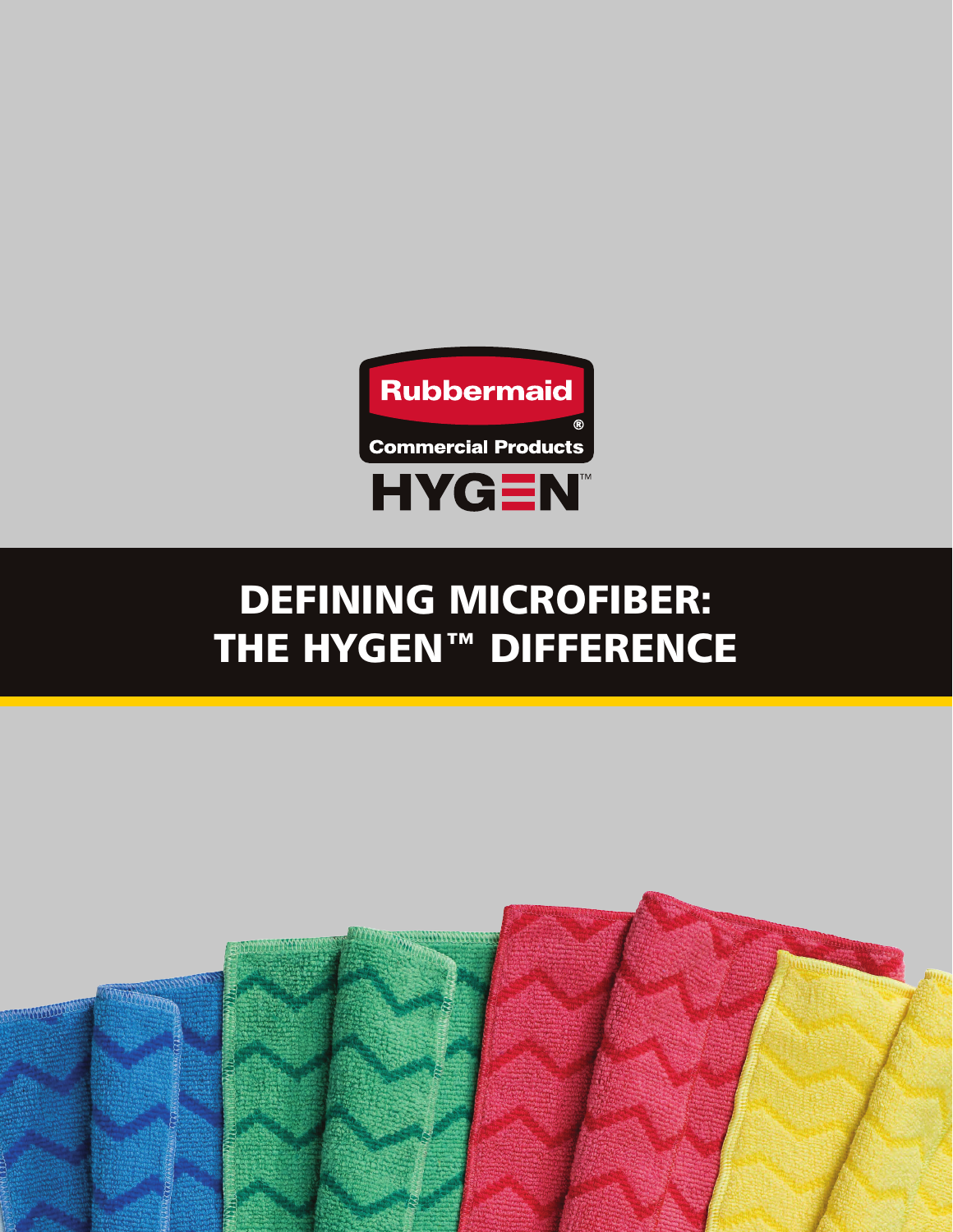Rubbermaid®

Commercial Products

HYGEN™

# DEFINING MICROFIBER: THE HYGEN™ DIFFERENCE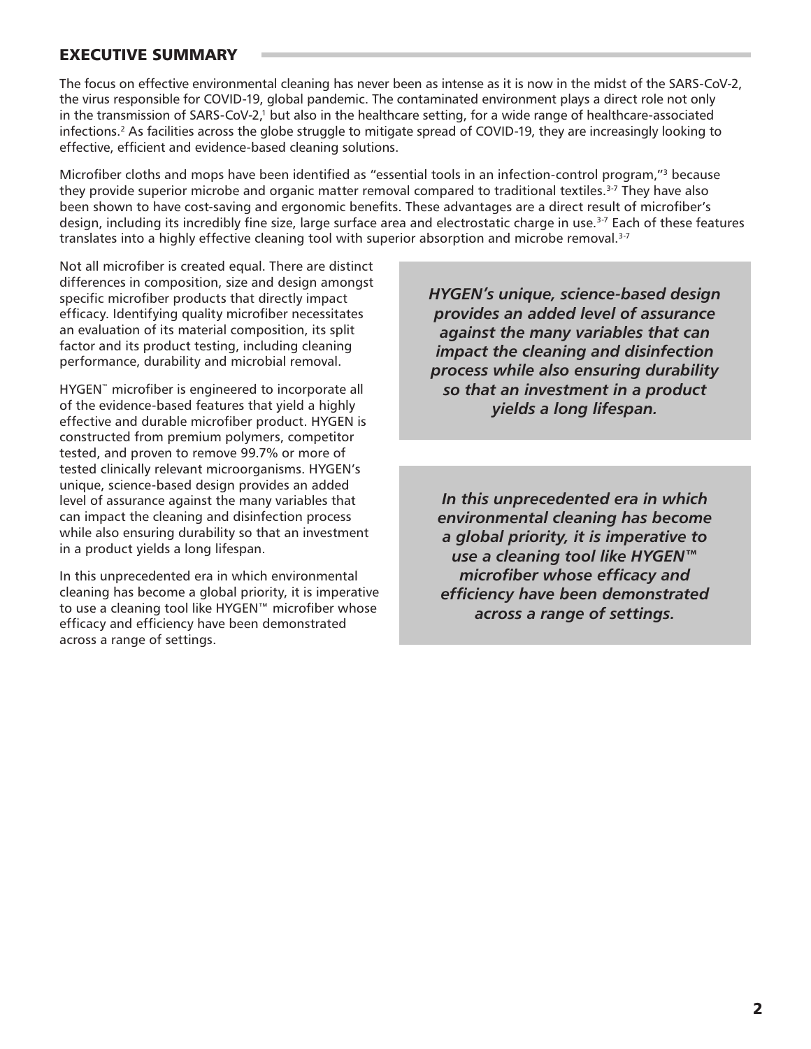## EXECUTIVE SUMMARY

The focus on effective environmental cleaning has never been as intense as it is now in the midst of the SARS-CoV-2, the virus responsible for COVID-19, global pandemic. The contaminated environment plays a direct role not only in the transmission of SARS-CoV-2,[1] but also in the healthcare setting, for a wide range of healthcare-associated infections.[2] As facilities across the globe struggle to mitigate spread of COVID-19, they are increasingly looking to effective, efficient and evidence-based cleaning solutions.

Microfiber cloths and mops have been identified as "essential tools in an infection-control program,"[3] because they provide superior microbe and organic matter removal compared to traditional textiles.[3-7] They have also been shown to have cost-saving and ergonomic benefits. These advantages are a direct result of microfiber's design, including its incredibly fine size, large surface area and electrostatic charge in use.[3-7] Each of these features translates into a highly effective cleaning tool with superior absorption and microbe removal.[3-7]

Not all microfiber is created equal. There are distinct differences in composition, size and design amongst specific microfiber products that directly impact efficacy. Identifying quality microfiber necessitates an evaluation of its material composition, its split factor and its product testing, including cleaning performance, durability and microbial removal.

HYGEN™ microfiber is engineered to incorporate all of the evidence-based features that yield a highly effective and durable microfiber product. HYGEN is constructed from premium polymers, competitor tested, and proven to remove 99.7% or more of tested clinically relevant microorganisms. HYGEN's unique, science-based design provides an added level of assurance against the many variables that can impact the cleaning and disinfection process while also ensuring durability so that an investment in a product yields a long lifespan.

In this unprecedented era in which environmental cleaning has become a global priority, it is imperative to use a cleaning tool like HYGEN™ microfiber whose efficacy and efficiency have been demonstrated across a range of settings.

***HYGEN's unique, science-based design provides an added level of assurance against the many variables that can impact the cleaning and disinfection process while also ensuring durability so that an investment in a product yields a long lifespan.***

***In this unprecedented era in which environmental cleaning has become a global priority, it is imperative to use a cleaning tool like HYGEN™ microfiber whose efficacy and efficiency have been demonstrated across a range of settings.***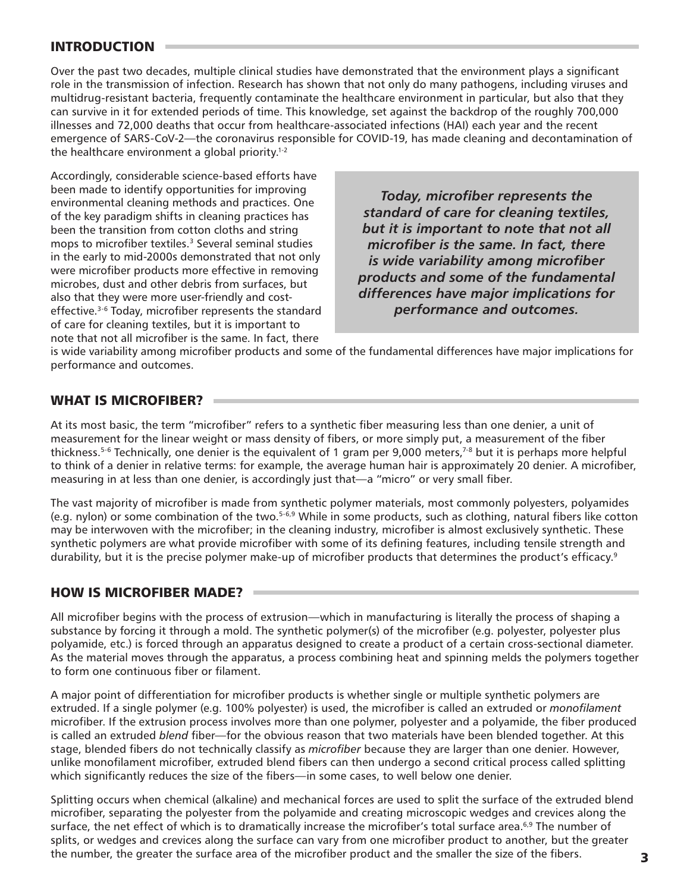## INTRODUCTION

Over the past two decades, multiple clinical studies have demonstrated that the environment plays a significant role in the transmission of infection. Research has shown that not only do many pathogens, including viruses and multidrug-resistant bacteria, frequently contaminate the healthcare environment in particular, but also that they can survive in it for extended periods of time. This knowledge, set against the backdrop of the roughly 700,000 illnesses and 72,000 deaths that occur from healthcare-associated infections (HAI) each year and the recent emergence of SARS-CoV-2—the coronavirus responsible for COVID-19, has made cleaning and decontamination of the healthcare environment a global priority.[1-2]

Accordingly, considerable science-based efforts have been made to identify opportunities for improving environmental cleaning methods and practices. One of the key paradigm shifts in cleaning practices has been the transition from cotton cloths and string mops to microfiber textiles.[3] Several seminal studies in the early to mid-2000s demonstrated that not only were microfiber products more effective in removing microbes, dust and other debris from surfaces, but also that they were more user-friendly and cost-effective.[3-6] Today, microfiber represents the standard of care for cleaning textiles, but it is important to note that not all microfiber is the same. In fact, there is wide variability among microfiber products and some of the fundamental differences have major implications for performance and outcomes.

> ***Today, microfiber represents the standard of care for cleaning textiles, but it is important to note that not all microfiber is the same. In fact, there is wide variability among microfiber products and some of the fundamental differences have major implications for performance and outcomes.***

## WHAT IS MICROFIBER?

At its most basic, the term "microfiber" refers to a synthetic fiber measuring less than one denier, a unit of measurement for the linear weight or mass density of fibers, or more simply put, a measurement of the fiber thickness.[5-6] Technically, one denier is the equivalent of 1 gram per 9,000 meters,[7-8] but it is perhaps more helpful to think of a denier in relative terms: for example, the average human hair is approximately 20 denier. A microfiber, measuring in at less than one denier, is accordingly just that—a "micro" or very small fiber.

The vast majority of microfiber is made from synthetic polymer materials, most commonly polyesters, polyamides (e.g. nylon) or some combination of the two.[5-6,9] While in some products, such as clothing, natural fibers like cotton may be interwoven with the microfiber; in the cleaning industry, microfiber is almost exclusively synthetic. These synthetic polymers are what provide microfiber with some of its defining features, including tensile strength and durability, but it is the precise polymer make-up of microfiber products that determines the product's efficacy.[9]

## HOW IS MICROFIBER MADE?

All microfiber begins with the process of extrusion—which in manufacturing is literally the process of shaping a substance by forcing it through a mold. The synthetic polymer(s) of the microfiber (e.g. polyester, polyester plus polyamide, etc.) is forced through an apparatus designed to create a product of a certain cross-sectional diameter. As the material moves through the apparatus, a process combining heat and spinning melds the polymers together to form one continuous fiber or filament.

A major point of differentiation for microfiber products is whether single or multiple synthetic polymers are extruded. If a single polymer (e.g. 100% polyester) is used, the microfiber is called an extruded or *monofilament* microfiber. If the extrusion process involves more than one polymer, polyester and a polyamide, the fiber produced is called an extruded *blend* fiber—for the obvious reason that two materials have been blended together. At this stage, blended fibers do not technically classify as *microfiber* because they are larger than one denier. However, unlike monofilament microfiber, extruded blend fibers can then undergo a second critical process called splitting which significantly reduces the size of the fibers—in some cases, to well below one denier.

Splitting occurs when chemical (alkaline) and mechanical forces are used to split the surface of the extruded blend microfiber, separating the polyester from the polyamide and creating microscopic wedges and crevices along the surface, the net effect of which is to dramatically increase the microfiber's total surface area.[6,9] The number of splits, or wedges and crevices along the surface can vary from one microfiber product to another, but the greater the number, the greater the surface area of the microfiber product and the smaller the size of the fibers.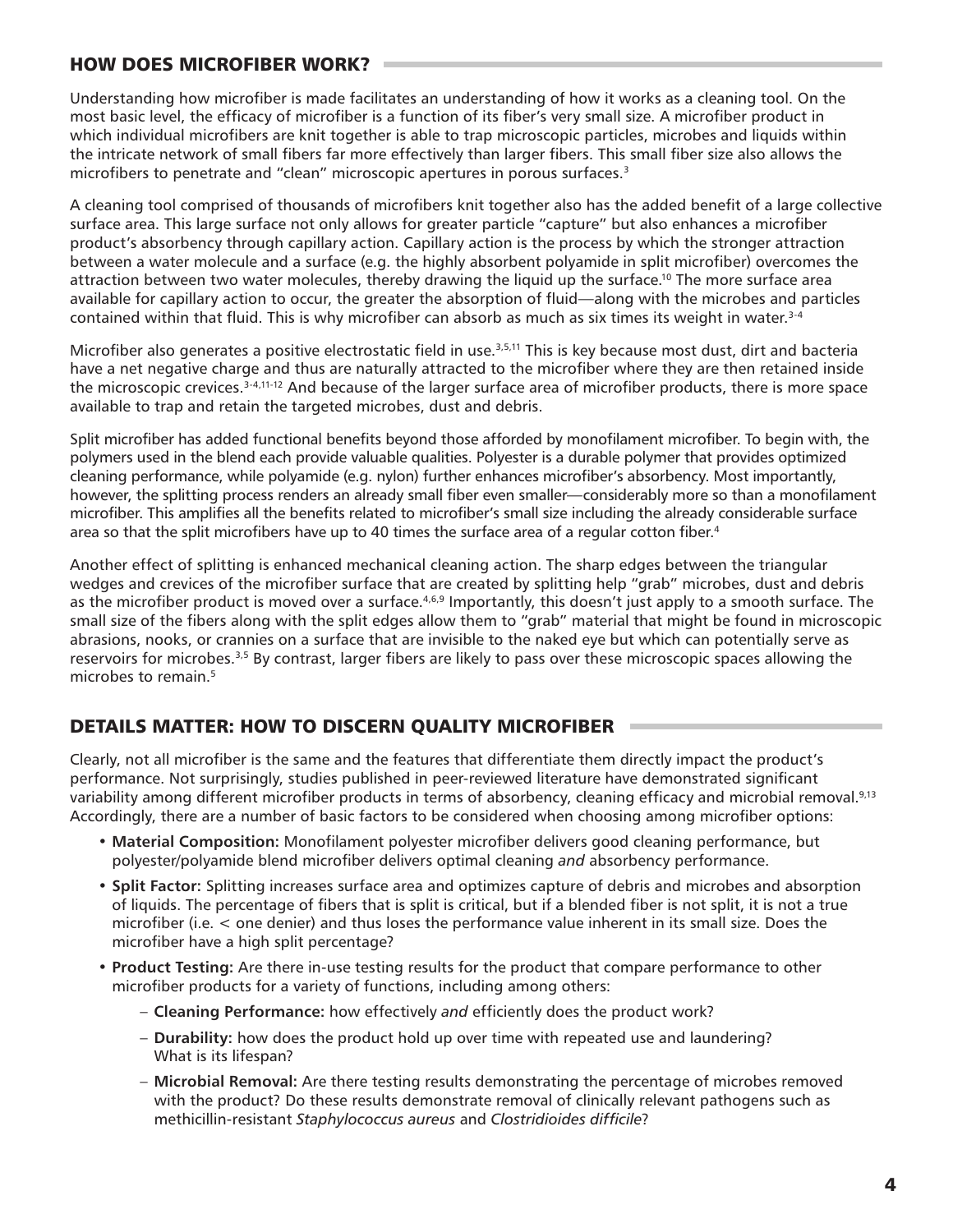## HOW DOES MICROFIBER WORK?

Understanding how microfiber is made facilitates an understanding of how it works as a cleaning tool. On the most basic level, the efficacy of microfiber is a function of its fiber's very small size. A microfiber product in which individual microfibers are knit together is able to trap microscopic particles, microbes and liquids within the intricate network of small fibers far more effectively than larger fibers. This small fiber size also allows the microfibers to penetrate and "clean" microscopic apertures in porous surfaces.[3]

A cleaning tool comprised of thousands of microfibers knit together also has the added benefit of a large collective surface area. This large surface not only allows for greater particle "capture" but also enhances a microfiber product's absorbency through capillary action. Capillary action is the process by which the stronger attraction between a water molecule and a surface (e.g. the highly absorbent polyamide in split microfiber) overcomes the attraction between two water molecules, thereby drawing the liquid up the surface.[10] The more surface area available for capillary action to occur, the greater the absorption of fluid—along with the microbes and particles contained within that fluid. This is why microfiber can absorb as much as six times its weight in water.[3-4]

Microfiber also generates a positive electrostatic field in use.[3,5,11] This is key because most dust, dirt and bacteria have a net negative charge and thus are naturally attracted to the microfiber where they are then retained inside the microscopic crevices.[3-4,11-12] And because of the larger surface area of microfiber products, there is more space available to trap and retain the targeted microbes, dust and debris.

Split microfiber has added functional benefits beyond those afforded by monofilament microfiber. To begin with, the polymers used in the blend each provide valuable qualities. Polyester is a durable polymer that provides optimized cleaning performance, while polyamide (e.g. nylon) further enhances microfiber's absorbency. Most importantly, however, the splitting process renders an already small fiber even smaller—considerably more so than a monofilament microfiber. This amplifies all the benefits related to microfiber's small size including the already considerable surface area so that the split microfibers have up to 40 times the surface area of a regular cotton fiber.[4]

Another effect of splitting is enhanced mechanical cleaning action. The sharp edges between the triangular wedges and crevices of the microfiber surface that are created by splitting help "grab" microbes, dust and debris as the microfiber product is moved over a surface.[4,6,9] Importantly, this doesn't just apply to a smooth surface. The small size of the fibers along with the split edges allow them to "grab" material that might be found in microscopic abrasions, nooks, or crannies on a surface that are invisible to the naked eye but which can potentially serve as reservoirs for microbes.[3,5] By contrast, larger fibers are likely to pass over these microscopic spaces allowing the microbes to remain.[5]

## DETAILS MATTER: HOW TO DISCERN QUALITY MICROFIBER

Clearly, not all microfiber is the same and the features that differentiate them directly impact the product's performance. Not surprisingly, studies published in peer-reviewed literature have demonstrated significant variability among different microfiber products in terms of absorbency, cleaning efficacy and microbial removal.[9,13] Accordingly, there are a number of basic factors to be considered when choosing among microfiber options:

- **Material Composition:** Monofilament polyester microfiber delivers good cleaning performance, but polyester/polyamide blend microfiber delivers optimal cleaning *and* absorbency performance.
- **Split Factor:** Splitting increases surface area and optimizes capture of debris and microbes and absorption of liquids. The percentage of fibers that is split is critical, but if a blended fiber is not split, it is not a true microfiber (i.e. < one denier) and thus loses the performance value inherent in its small size. Does the microfiber have a high split percentage?
- **Product Testing:** Are there in-use testing results for the product that compare performance to other microfiber products for a variety of functions, including among others:
  - **Cleaning Performance:** how effectively *and* efficiently does the product work?
  - **Durability:** how does the product hold up over time with repeated use and laundering? What is its lifespan?
  - **Microbial Removal:** Are there testing results demonstrating the percentage of microbes removed with the product? Do these results demonstrate removal of clinically relevant pathogens such as methicillin-resistant *Staphylococcus aureus* and *Clostridioides difficile*?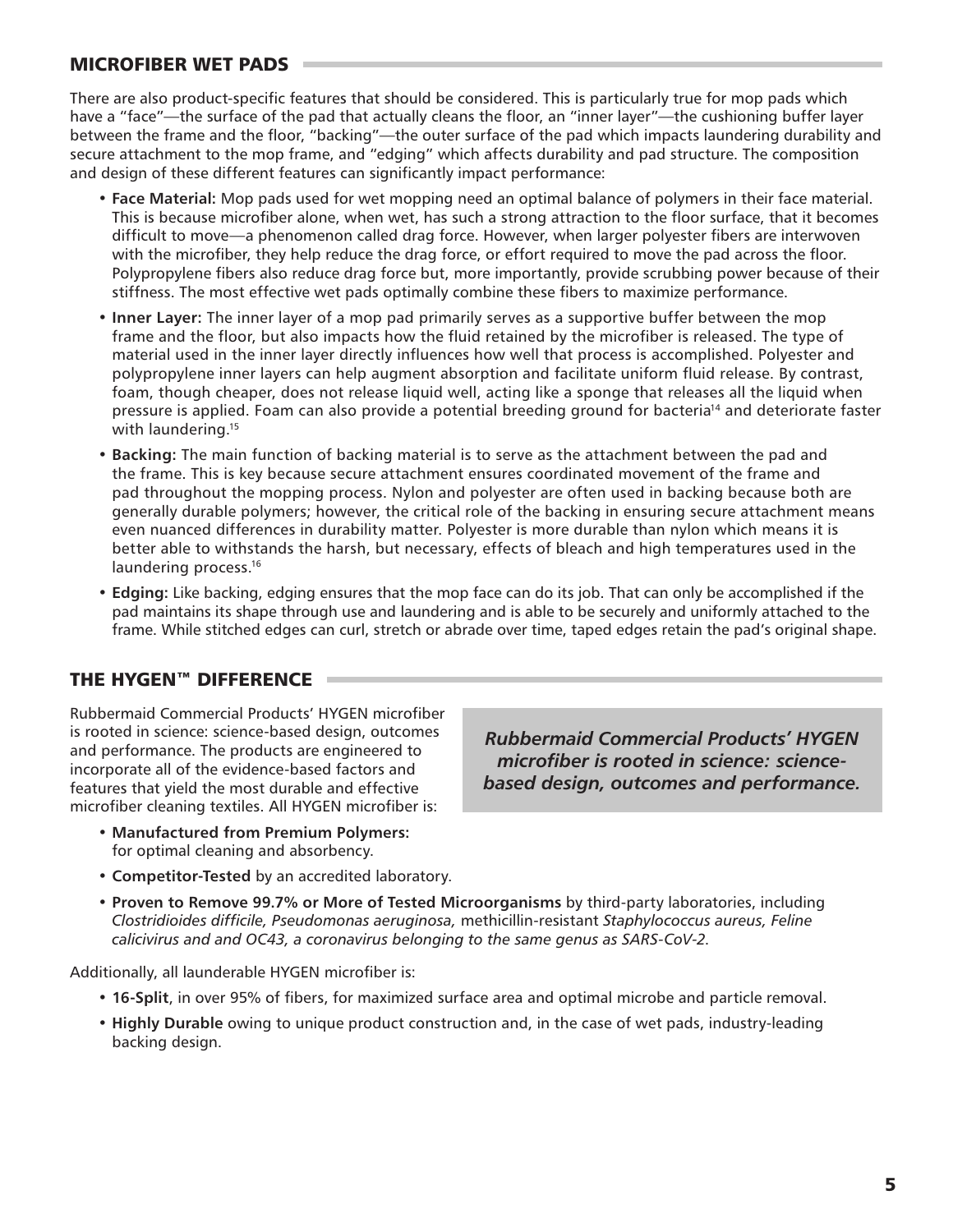## MICROFIBER WET PADS

There are also product-specific features that should be considered. This is particularly true for mop pads which have a "face"—the surface of the pad that actually cleans the floor, an "inner layer"—the cushioning buffer layer between the frame and the floor, "backing"—the outer surface of the pad which impacts laundering durability and secure attachment to the mop frame, and "edging" which affects durability and pad structure. The composition and design of these different features can significantly impact performance:

- **Face Material:** Mop pads used for wet mopping need an optimal balance of polymers in their face material. This is because microfiber alone, when wet, has such a strong attraction to the floor surface, that it becomes difficult to move—a phenomenon called drag force. However, when larger polyester fibers are interwoven with the microfiber, they help reduce the drag force, or effort required to move the pad across the floor. Polypropylene fibers also reduce drag force but, more importantly, provide scrubbing power because of their stiffness. The most effective wet pads optimally combine these fibers to maximize performance.
- **Inner Layer:** The inner layer of a mop pad primarily serves as a supportive buffer between the mop frame and the floor, but also impacts how the fluid retained by the microfiber is released. The type of material used in the inner layer directly influences how well that process is accomplished. Polyester and polypropylene inner layers can help augment absorption and facilitate uniform fluid release. By contrast, foam, though cheaper, does not release liquid well, acting like a sponge that releases all the liquid when pressure is applied. Foam can also provide a potential breeding ground for bacteria[14] and deteriorate faster with laundering.[15]
- **Backing:** The main function of backing material is to serve as the attachment between the pad and the frame. This is key because secure attachment ensures coordinated movement of the frame and pad throughout the mopping process. Nylon and polyester are often used in backing because both are generally durable polymers; however, the critical role of the backing in ensuring secure attachment means even nuanced differences in durability matter. Polyester is more durable than nylon which means it is better able to withstands the harsh, but necessary, effects of bleach and high temperatures used in the laundering process.[16]
- **Edging:** Like backing, edging ensures that the mop face can do its job. That can only be accomplished if the pad maintains its shape through use and laundering and is able to be securely and uniformly attached to the frame. While stitched edges can curl, stretch or abrade over time, taped edges retain the pad's original shape.

## THE HYGEN™ DIFFERENCE

Rubbermaid Commercial Products' HYGEN microfiber is rooted in science: science-based design, outcomes and performance. The products are engineered to incorporate all of the evidence-based factors and features that yield the most durable and effective microfiber cleaning textiles. All HYGEN microfiber is:

***Rubbermaid Commercial Products' HYGEN microfiber is rooted in science: science-based design, outcomes and performance.***

- **Manufactured from Premium Polymers:** for optimal cleaning and absorbency.
- **Competitor-Tested** by an accredited laboratory.
- **Proven to Remove 99.7% or More of Tested Microorganisms** by third-party laboratories, including *Clostridioides difficile, Pseudomonas aeruginosa,* methicillin-resistant *Staphylococcus aureus, Feline calicivirus and and OC43, a coronavirus belonging to the same genus as SARS-CoV-2*.

Additionally, all launderable HYGEN microfiber is:

- **16-Split**, in over 95% of fibers, for maximized surface area and optimal microbe and particle removal.
- **Highly Durable** owing to unique product construction and, in the case of wet pads, industry-leading backing design.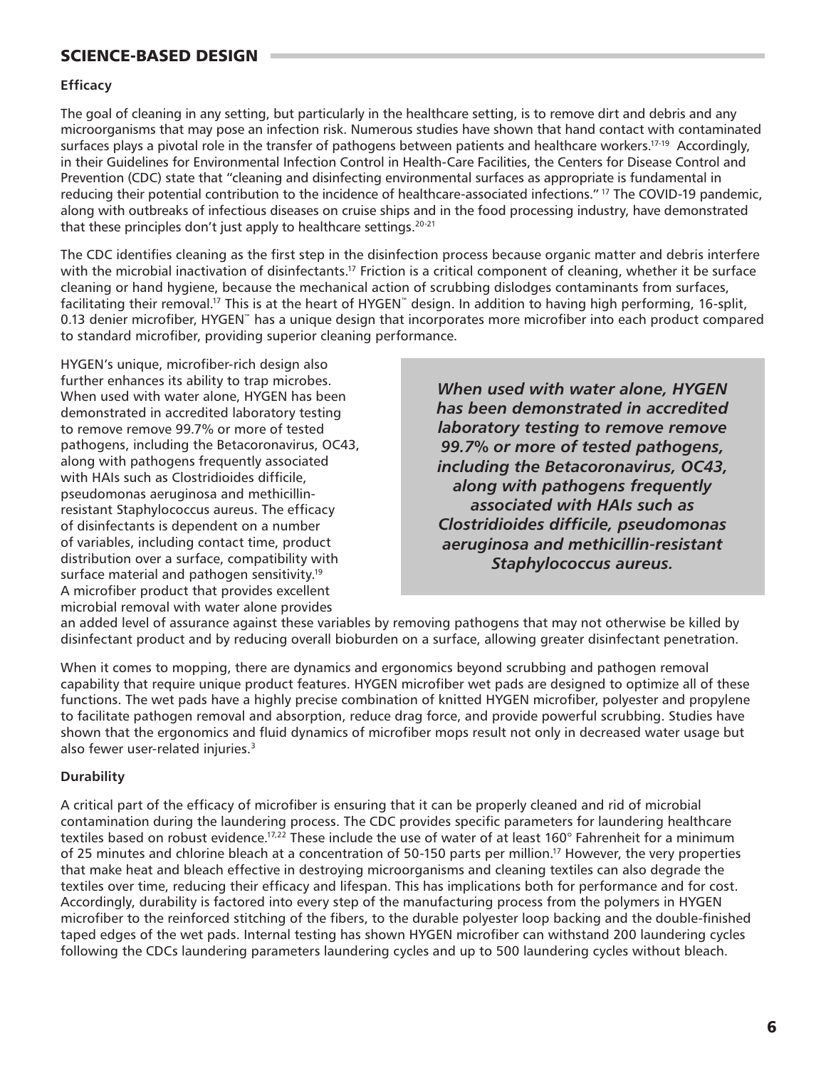## SCIENCE-BASED DESIGN

**Efficacy**

The goal of cleaning in any setting, but particularly in the healthcare setting, is to remove dirt and debris and any microorganisms that may pose an infection risk. Numerous studies have shown that hand contact with contaminated surfaces plays a pivotal role in the transfer of pathogens between patients and healthcare workers.[17-19] Accordingly, in their Guidelines for Environmental Infection Control in Health-Care Facilities, the Centers for Disease Control and Prevention (CDC) state that "cleaning and disinfecting environmental surfaces as appropriate is fundamental in reducing their potential contribution to the incidence of healthcare-associated infections." [17] The COVID-19 pandemic, along with outbreaks of infectious diseases on cruise ships and in the food processing industry, have demonstrated that these principles don't just apply to healthcare settings.[20-21]

The CDC identifies cleaning as the first step in the disinfection process because organic matter and debris interfere with the microbial inactivation of disinfectants.[17] Friction is a critical component of cleaning, whether it be surface cleaning or hand hygiene, because the mechanical action of scrubbing dislodges contaminants from surfaces, facilitating their removal.[17] This is at the heart of HYGEN™ design. In addition to having high performing, 16-split, 0.13 denier microfiber, HYGEN™ has a unique design that incorporates more microfiber into each product compared to standard microfiber, providing superior cleaning performance.

HYGEN's unique, microfiber-rich design also further enhances its ability to trap microbes. When used with water alone, HYGEN has been demonstrated in accredited laboratory testing to remove remove 99.7% or more of tested pathogens, including the Betacoronavirus, OC43, along with pathogens frequently associated with HAIs such as Clostridioides difficile, pseudomonas aeruginosa and methicillin-resistant Staphylococcus aureus. The efficacy of disinfectants is dependent on a number of variables, including contact time, product distribution over a surface, compatibility with surface material and pathogen sensitivity.[19] A microfiber product that provides excellent microbial removal with water alone provides an added level of assurance against these variables by removing pathogens that may not otherwise be killed by disinfectant product and by reducing overall bioburden on a surface, allowing greater disinfectant penetration.

> ***When used with water alone, HYGEN has been demonstrated in accredited laboratory testing to remove remove 99.7% or more of tested pathogens, including the Betacoronavirus, OC43, along with pathogens frequently associated with HAIs such as Clostridioides difficile, pseudomonas aeruginosa and methicillin-resistant Staphylococcus aureus.***

When it comes to mopping, there are dynamics and ergonomics beyond scrubbing and pathogen removal capability that require unique product features. HYGEN microfiber wet pads are designed to optimize all of these functions. The wet pads have a highly precise combination of knitted HYGEN microfiber, polyester and propylene to facilitate pathogen removal and absorption, reduce drag force, and provide powerful scrubbing. Studies have shown that the ergonomics and fluid dynamics of microfiber mops result not only in decreased water usage but also fewer user-related injuries.[3]

**Durability**

A critical part of the efficacy of microfiber is ensuring that it can be properly cleaned and rid of microbial contamination during the laundering process. The CDC provides specific parameters for laundering healthcare textiles based on robust evidence.[17,22] These include the use of water of at least 160° Fahrenheit for a minimum of 25 minutes and chlorine bleach at a concentration of 50-150 parts per million.[17] However, the very properties that make heat and bleach effective in destroying microorganisms and cleaning textiles can also degrade the textiles over time, reducing their efficacy and lifespan. This has implications both for performance and for cost. Accordingly, durability is factored into every step of the manufacturing process from the polymers in HYGEN microfiber to the reinforced stitching of the fibers, to the durable polyester loop backing and the double-finished taped edges of the wet pads. Internal testing has shown HYGEN microfiber can withstand 200 laundering cycles following the CDCs laundering parameters laundering cycles and up to 500 laundering cycles without bleach.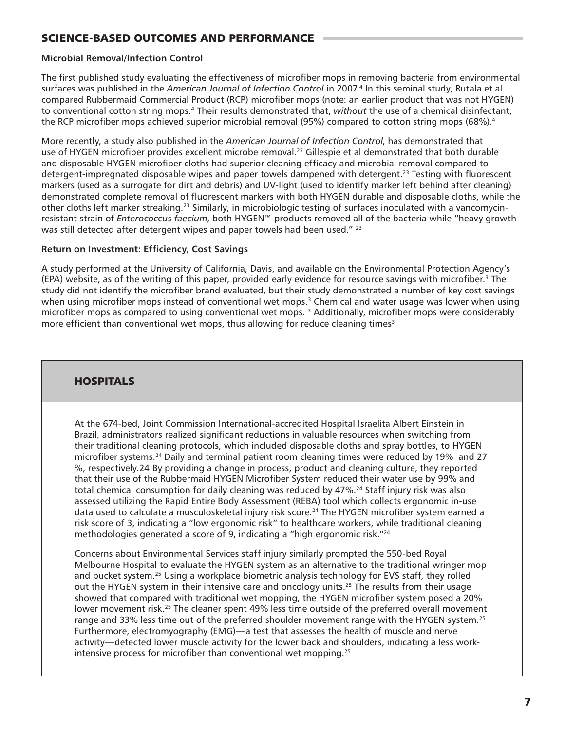## SCIENCE-BASED OUTCOMES AND PERFORMANCE

**Microbial Removal/Infection Control**

The first published study evaluating the effectiveness of microfiber mops in removing bacteria from environmental surfaces was published in the *American Journal of Infection Control* in 2007.[4] In this seminal study, Rutala et al compared Rubbermaid Commercial Product (RCP) microfiber mops (note: an earlier product that was not HYGEN) to conventional cotton string mops.[4] Their results demonstrated that, *without* the use of a chemical disinfectant, the RCP microfiber mops achieved superior microbial removal (95%) compared to cotton string mops (68%).[4]

More recently, a study also published in the *American Journal of Infection Control*, has demonstrated that use of HYGEN microfiber provides excellent microbe removal.[23] Gillespie et al demonstrated that both durable and disposable HYGEN microfiber cloths had superior cleaning efficacy and microbial removal compared to detergent-impregnated disposable wipes and paper towels dampened with detergent.[23] Testing with fluorescent markers (used as a surrogate for dirt and debris) and UV-light (used to identify marker left behind after cleaning) demonstrated complete removal of fluorescent markers with both HYGEN durable and disposable cloths, while the other cloths left marker streaking.[23] Similarly, in microbiologic testing of surfaces inoculated with a vancomycin-resistant strain of *Enterococcus faecium*, both HYGEN™ products removed all of the bacteria while "heavy growth was still detected after detergent wipes and paper towels had been used." [23]

**Return on Investment: Efficiency, Cost Savings**

A study performed at the University of California, Davis, and available on the Environmental Protection Agency's (EPA) website, as of the writing of this paper, provided early evidence for resource savings with microfiber.[3] The study did not identify the microfiber brand evaluated, but their study demonstrated a number of key cost savings when using microfiber mops instead of conventional wet mops.[3] Chemical and water usage was lower when using microfiber mops as compared to using conventional wet mops. [3] Additionally, microfiber mops were considerably more efficient than conventional wet mops, thus allowing for reduce cleaning times[3]

## HOSPITALS

At the 674-bed, Joint Commission International-accredited Hospital Israelita Albert Einstein in Brazil, administrators realized significant reductions in valuable resources when switching from their traditional cleaning protocols, which included disposable cloths and spray bottles, to HYGEN microfiber systems.[24] Daily and terminal patient room cleaning times were reduced by 19% and 27 %, respectively.24 By providing a change in process, product and cleaning culture, they reported that their use of the Rubbermaid HYGEN Microfiber System reduced their water use by 99% and total chemical consumption for daily cleaning was reduced by 47%.[24] Staff injury risk was also assessed utilizing the Rapid Entire Body Assessment (REBA) tool which collects ergonomic in-use data used to calculate a musculoskeletal injury risk score.[24] The HYGEN microfiber system earned a risk score of 3, indicating a "low ergonomic risk" to healthcare workers, while traditional cleaning methodologies generated a score of 9, indicating a "high ergonomic risk."[24]

Concerns about Environmental Services staff injury similarly prompted the 550-bed Royal Melbourne Hospital to evaluate the HYGEN system as an alternative to the traditional wringer mop and bucket system.[25] Using a workplace biometric analysis technology for EVS staff, they rolled out the HYGEN system in their intensive care and oncology units.[25] The results from their usage showed that compared with traditional wet mopping, the HYGEN microfiber system posed a 20% lower movement risk.[25] The cleaner spent 49% less time outside of the preferred overall movement range and 33% less time out of the preferred shoulder movement range with the HYGEN system.[25] Furthermore, electromyography (EMG)—a test that assesses the health of muscle and nerve activity—detected lower muscle activity for the lower back and shoulders, indicating a less work-intensive process for microfiber than conventional wet mopping.[25]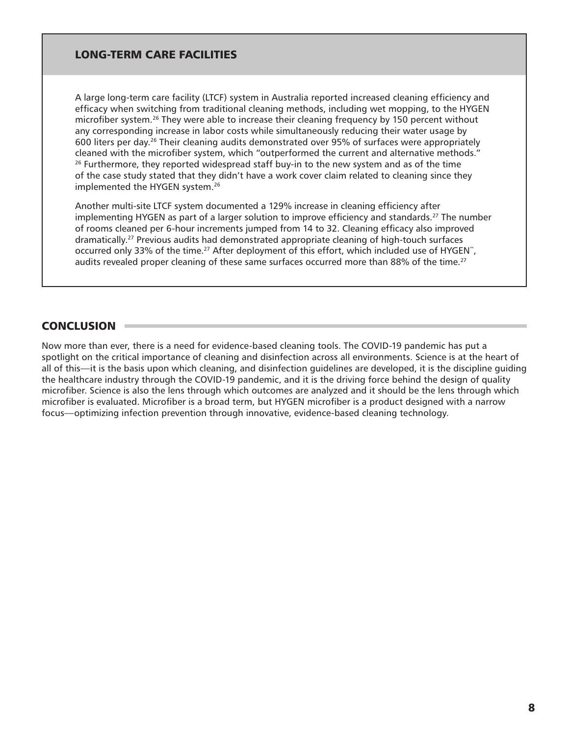## LONG-TERM CARE FACILITIES

A large long-term care facility (LTCF) system in Australia reported increased cleaning efficiency and efficacy when switching from traditional cleaning methods, including wet mopping, to the HYGEN microfiber system.[26] They were able to increase their cleaning frequency by 150 percent without any corresponding increase in labor costs while simultaneously reducing their water usage by 600 liters per day.[26] Their cleaning audits demonstrated over 95% of surfaces were appropriately cleaned with the microfiber system, which "outperformed the current and alternative methods." [26] Furthermore, they reported widespread staff buy-in to the new system and as of the time of the case study stated that they didn't have a work cover claim related to cleaning since they implemented the HYGEN system.[26]

Another multi-site LTCF system documented a 129% increase in cleaning efficiency after implementing HYGEN as part of a larger solution to improve efficiency and standards.[27] The number of rooms cleaned per 6-hour increments jumped from 14 to 32. Cleaning efficacy also improved dramatically.[27] Previous audits had demonstrated appropriate cleaning of high-touch surfaces occurred only 33% of the time.[27] After deployment of this effort, which included use of HYGEN™, audits revealed proper cleaning of these same surfaces occurred more than 88% of the time.[27]

## CONCLUSION

Now more than ever, there is a need for evidence-based cleaning tools. The COVID-19 pandemic has put a spotlight on the critical importance of cleaning and disinfection across all environments. Science is at the heart of all of this—it is the basis upon which cleaning, and disinfection guidelines are developed, it is the discipline guiding the healthcare industry through the COVID-19 pandemic, and it is the driving force behind the design of quality microfiber. Science is also the lens through which outcomes are analyzed and it should be the lens through which microfiber is evaluated. Microfiber is a broad term, but HYGEN microfiber is a product designed with a narrow focus—optimizing infection prevention through innovative, evidence-based cleaning technology.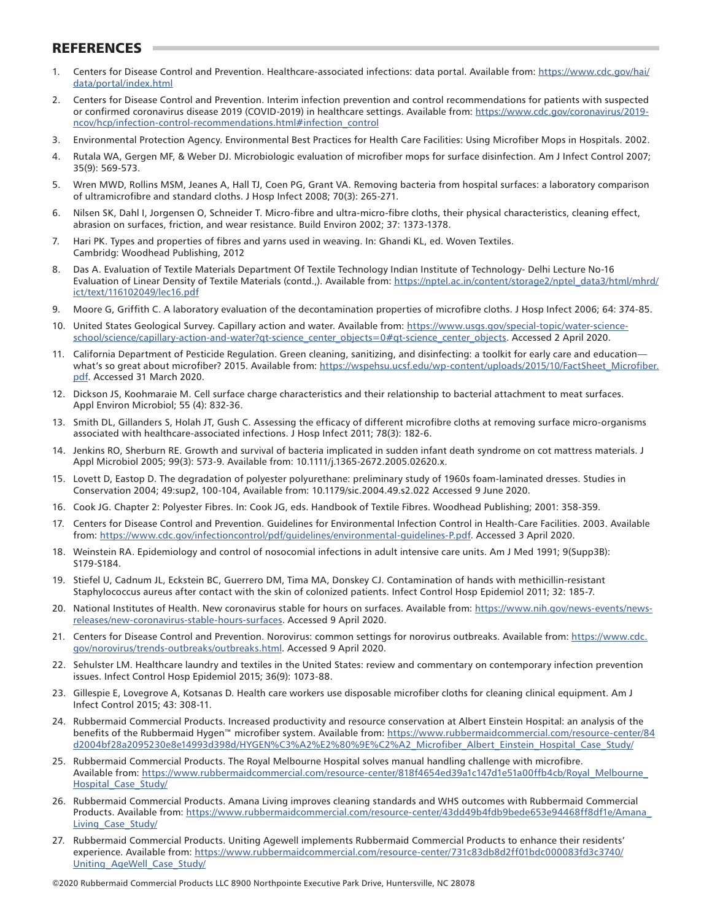## REFERENCES

1. Centers for Disease Control and Prevention. Healthcare-associated infections: data portal. Available from: https://www.cdc.gov/hai/data/portal/index.html
2. Centers for Disease Control and Prevention. Interim infection prevention and control recommendations for patients with suspected or confirmed coronavirus disease 2019 (COVID-2019) in healthcare settings. Available from: https://www.cdc.gov/coronavirus/2019-ncov/hcp/infection-control-recommendations.html#infection_control
3. Environmental Protection Agency. Environmental Best Practices for Health Care Facilities: Using Microfiber Mops in Hospitals. 2002.
4. Rutala WA, Gergen MF, & Weber DJ. Microbiologic evaluation of microfiber mops for surface disinfection. Am J Infect Control 2007; 35(9): 569-573.
5. Wren MWD, Rollins MSM, Jeanes A, Hall TJ, Coen PG, Grant VA. Removing bacteria from hospital surfaces: a laboratory comparison of ultramicrofibre and standard cloths. J Hosp Infect 2008; 70(3): 265-271.
6. Nilsen SK, Dahl I, Jorgensen O, Schneider T. Micro-fibre and ultra-micro-fibre cloths, their physical characteristics, cleaning effect, abrasion on surfaces, friction, and wear resistance. Build Environ 2002; 37: 1373-1378.
7. Hari PK. Types and properties of fibres and yarns used in weaving. In: Ghandi KL, ed. Woven Textiles. Cambridg: Woodhead Publishing, 2012
8. Das A. Evaluation of Textile Materials Department Of Textile Technology Indian Institute of Technology- Delhi Lecture No-16 Evaluation of Linear Density of Textile Materials (contd.,). Available from: https://nptel.ac.in/content/storage2/nptel_data3/html/mhrd/ict/text/116102049/lec16.pdf
9. Moore G, Griffith C. A laboratory evaluation of the decontamination properties of microfibre cloths. J Hosp Infect 2006; 64: 374-85.
10. United States Geological Survey. Capillary action and water. Available from: https://www.usgs.gov/special-topic/water-science-school/science/capillary-action-and-water?qt-science_center_objects=0#qt-science_center_objects. Accessed 2 April 2020.
11. California Department of Pesticide Regulation. Green cleaning, sanitizing, and disinfecting: a toolkit for early care and education—what's so great about microfiber? 2015. Available from: https://wspehsu.ucsf.edu/wp-content/uploads/2015/10/FactSheet_Microfiber.pdf. Accessed 31 March 2020.
12. Dickson JS, Koohmaraie M. Cell surface charge characteristics and their relationship to bacterial attachment to meat surfaces. Appl Environ Microbiol; 55 (4): 832-36.
13. Smith DL, Gillanders S, Holah JT, Gush C. Assessing the efficacy of different microfibre cloths at removing surface micro-organisms associated with healthcare-associated infections. J Hosp Infect 2011; 78(3): 182-6.
14. Jenkins RO, Sherburn RE. Growth and survival of bacteria implicated in sudden infant death syndrome on cot mattress materials. J Appl Microbiol 2005; 99(3): 573-9. Available from: 10.1111/j.1365-2672.2005.02620.x.
15. Lovett D, Eastop D. The degradation of polyester polyurethane: preliminary study of 1960s foam-laminated dresses. Studies in Conservation 2004; 49:sup2, 100-104, Available from: 10.1179/sic.2004.49.s2.022 Accessed 9 June 2020.
16. Cook JG. Chapter 2: Polyester Fibres. In: Cook JG, eds. Handbook of Textile Fibres. Woodhead Publishing; 2001: 358-359.
17. Centers for Disease Control and Prevention. Guidelines for Environmental Infection Control in Health-Care Facilities. 2003. Available from: https://www.cdc.gov/infectioncontrol/pdf/guidelines/environmental-guidelines-P.pdf. Accessed 3 April 2020.
18. Weinstein RA. Epidemiology and control of nosocomial infections in adult intensive care units. Am J Med 1991; 9(Supp3B): S179-S184.
19. Stiefel U, Cadnum JL, Eckstein BC, Guerrero DM, Tima MA, Donskey CJ. Contamination of hands with methicillin-resistant Staphylococcus aureus after contact with the skin of colonized patients. Infect Control Hosp Epidemiol 2011; 32: 185-7.
20. National Institutes of Health. New coronavirus stable for hours on surfaces. Available from: https://www.nih.gov/news-events/news-releases/new-coronavirus-stable-hours-surfaces. Accessed 9 April 2020.
21. Centers for Disease Control and Prevention. Norovirus: common settings for norovirus outbreaks. Available from: https://www.cdc.gov/norovirus/trends-outbreaks/outbreaks.html. Accessed 9 April 2020.
22. Sehulster LM. Healthcare laundry and textiles in the United States: review and commentary on contemporary infection prevention issues. Infect Control Hosp Epidemiol 2015; 36(9): 1073-88.
23. Gillespie E, Lovegrove A, Kotsanas D. Health care workers use disposable microfiber cloths for cleaning clinical equipment. Am J Infect Control 2015; 43: 308-11.
24. Rubbermaid Commercial Products. Increased productivity and resource conservation at Albert Einstein Hospital: an analysis of the benefits of the Rubbermaid Hygen™ microfiber system. Available from: https://www.rubbermaidcommercial.com/resource-center/84d2004bf28a2095230e8e14993d398d/HYGEN%C3%A2%E2%80%9E%C2%A2_Microfiber_Albert_Einstein_Hospital_Case_Study/
25. Rubbermaid Commercial Products. The Royal Melbourne Hospital solves manual handling challenge with microfibre. Available from: https://www.rubbermaidcommercial.com/resource-center/818f4654ed39a1c147d1e51a00ffb4cb/Royal_Melbourne_Hospital_Case_Study/
26. Rubbermaid Commercial Products. Amana Living improves cleaning standards and WHS outcomes with Rubbermaid Commercial Products. Available from: https://www.rubbermaidcommercial.com/resource-center/43dd49b4fdb9bede653e94468ff8df1e/Amana_Living_Case_Study/
27. Rubbermaid Commercial Products. Uniting Agewell implements Rubbermaid Commercial Products to enhance their residents' experience. Available from: https://www.rubbermaidcommercial.com/resource-center/731c83db8d2ff01bdc000083fd3c3740/Uniting_AgeWell_Case_Study/

©2020 Rubbermaid Commercial Products LLC 8900 Northpointe Executive Park Drive, Huntersville, NC 28078